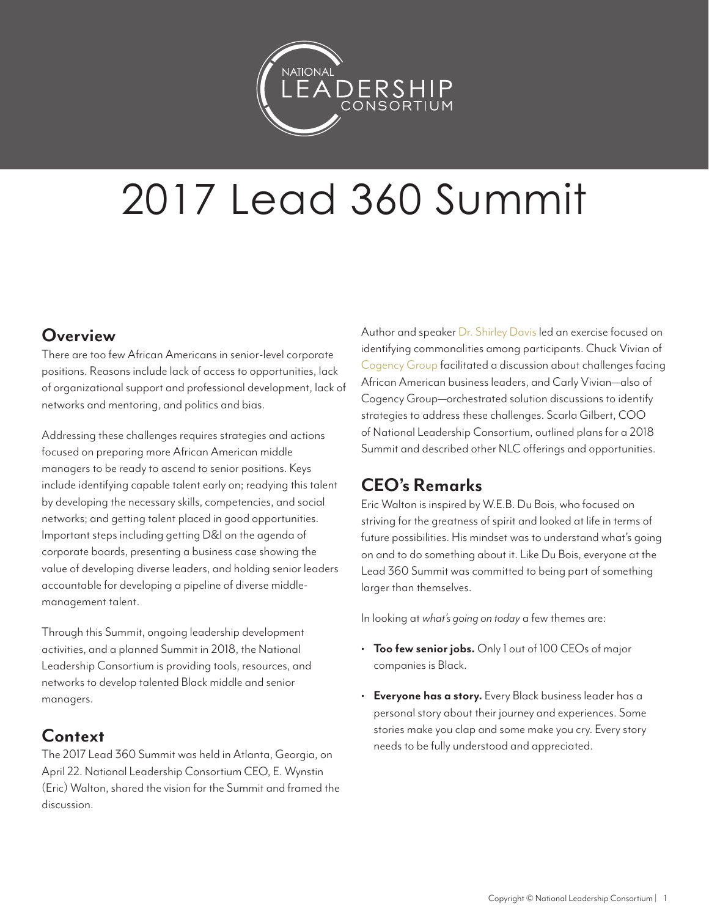# 2017 Lead 360 Summit

## Overview

There are too few African Americans in senior-level corporate positions. Reasons include lack of access to opportunities, lack of organizational support and professional development, lack of networks and mentoring, and politics and bias.

Addressing these challenges requires strategies and actions focused on preparing more African American middle managers to be ready to ascend to senior positions. Keys include identifying capable talent early on; readying this talent by developing the necessary skills, competencies, and social networks; and getting talent placed in good opportunities. Important steps including getting D&I on the agenda of corporate boards, presenting a business case showing the value of developing diverse leaders, and holding senior leaders accountable for developing a pipeline of diverse middle-management talent.

Through this Summit, ongoing leadership development activities, and a planned Summit in 2018, the National Leadership Consortium is providing tools, resources, and networks to develop talented Black middle and senior managers.

## Context

The 2017 Lead 360 Summit was held in Atlanta, Georgia, on April 22. National Leadership Consortium CEO, E. Wynstin (Eric) Walton, shared the vision for the Summit and framed the discussion.

Author and speaker Dr. Shirley Davis led an exercise focused on identifying commonalities among participants. Chuck Vivian of Cogency Group facilitated a discussion about challenges facing African American business leaders, and Carly Vivian—also of Cogency Group—orchestrated solution discussions to identify strategies to address these challenges. Scarla Gilbert, COO of National Leadership Consortium, outlined plans for a 2018 Summit and described other NLC offerings and opportunities.

## CEO's Remarks

Eric Walton is inspired by W.E.B. Du Bois, who focused on striving for the greatness of spirit and looked at life in terms of future possibilities. His mindset was to understand what's going on and to do something about it. Like Du Bois, everyone at the Lead 360 Summit was committed to being part of something larger than themselves.

In looking at *what's going on today* a few themes are:

- **Too few senior jobs.** Only 1 out of 100 CEOs of major companies is Black.
- **Everyone has a story.** Every Black business leader has a personal story about their journey and experiences. Some stories make you clap and some make you cry. Every story needs to be fully understood and appreciated.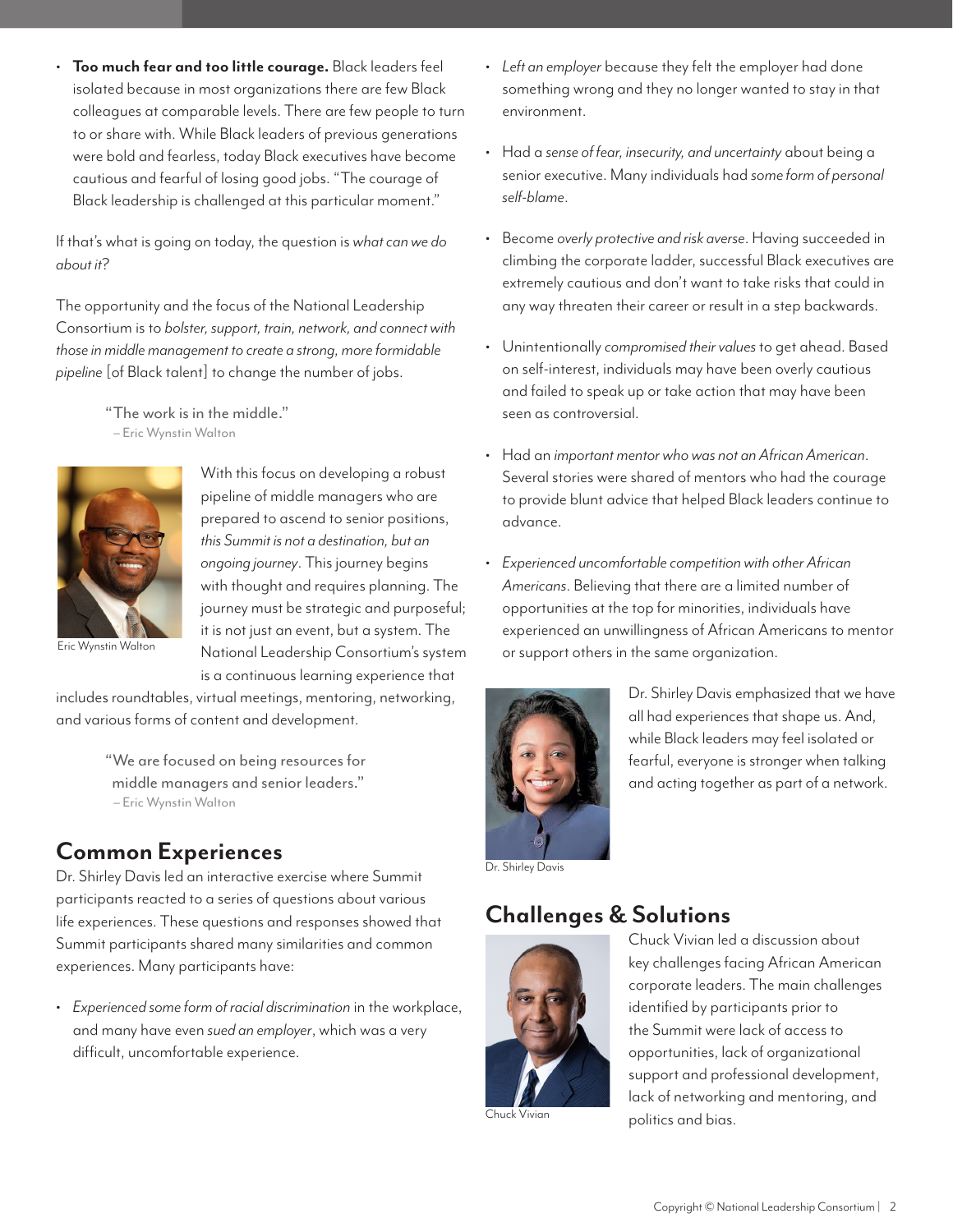- **Too much fear and too little courage.** Black leaders feel isolated because in most organizations there are few Black colleagues at comparable levels. There are few people to turn to or share with. While Black leaders of previous generations were bold and fearless, today Black executives have become cautious and fearful of losing good jobs. "The courage of Black leadership is challenged at this particular moment."

If that's what is going on today, the question is *what can we do about it*?

The opportunity and the focus of the National Leadership Consortium is to *bolster, support, train, network, and connect with those in middle management to create a strong, more formidable pipeline* [of Black talent] to change the number of jobs.

> "The work is in the middle."
> – Eric Wynstin Walton

Eric Wynstin Walton

With this focus on developing a robust pipeline of middle managers who are prepared to ascend to senior positions, *this Summit is not a destination, but an ongoing journey*. This journey begins with thought and requires planning. The journey must be strategic and purposeful; it is not just an event, but a system. The National Leadership Consortium's system is a continuous learning experience that includes roundtables, virtual meetings, mentoring, networking, and various forms of content and development.

> "We are focused on being resources for middle managers and senior leaders."
> – Eric Wynstin Walton

## Common Experiences

Dr. Shirley Davis led an interactive exercise where Summit participants reacted to a series of questions about various life experiences. These questions and responses showed that Summit participants shared many similarities and common experiences. Many participants have:

- *Experienced some form of racial discrimination* in the workplace, and many have even *sued an employer*, which was a very difficult, uncomfortable experience.
- *Left an employer* because they felt the employer had done something wrong and they no longer wanted to stay in that environment.
- Had a *sense of fear, insecurity, and uncertainty* about being a senior executive. Many individuals had *some form of personal self-blame*.
- Become *overly protective and risk averse*. Having succeeded in climbing the corporate ladder, successful Black executives are extremely cautious and don't want to take risks that could in any way threaten their career or result in a step backwards.
- Unintentionally *compromised their values* to get ahead. Based on self-interest, individuals may have been overly cautious and failed to speak up or take action that may have been seen as controversial.
- Had an *important mentor who was not an African American*. Several stories were shared of mentors who had the courage to provide blunt advice that helped Black leaders continue to advance.
- *Experienced uncomfortable competition with other African Americans*. Believing that there are a limited number of opportunities at the top for minorities, individuals have experienced an unwillingness of African Americans to mentor or support others in the same organization.

Dr. Shirley Davis

Dr. Shirley Davis emphasized that we have all had experiences that shape us. And, while Black leaders may feel isolated or fearful, everyone is stronger when talking and acting together as part of a network.

## Challenges & Solutions

Chuck Vivian

Chuck Vivian led a discussion about key challenges facing African American corporate leaders. The main challenges identified by participants prior to the Summit were lack of access to opportunities, lack of organizational support and professional development, lack of networking and mentoring, and politics and bias.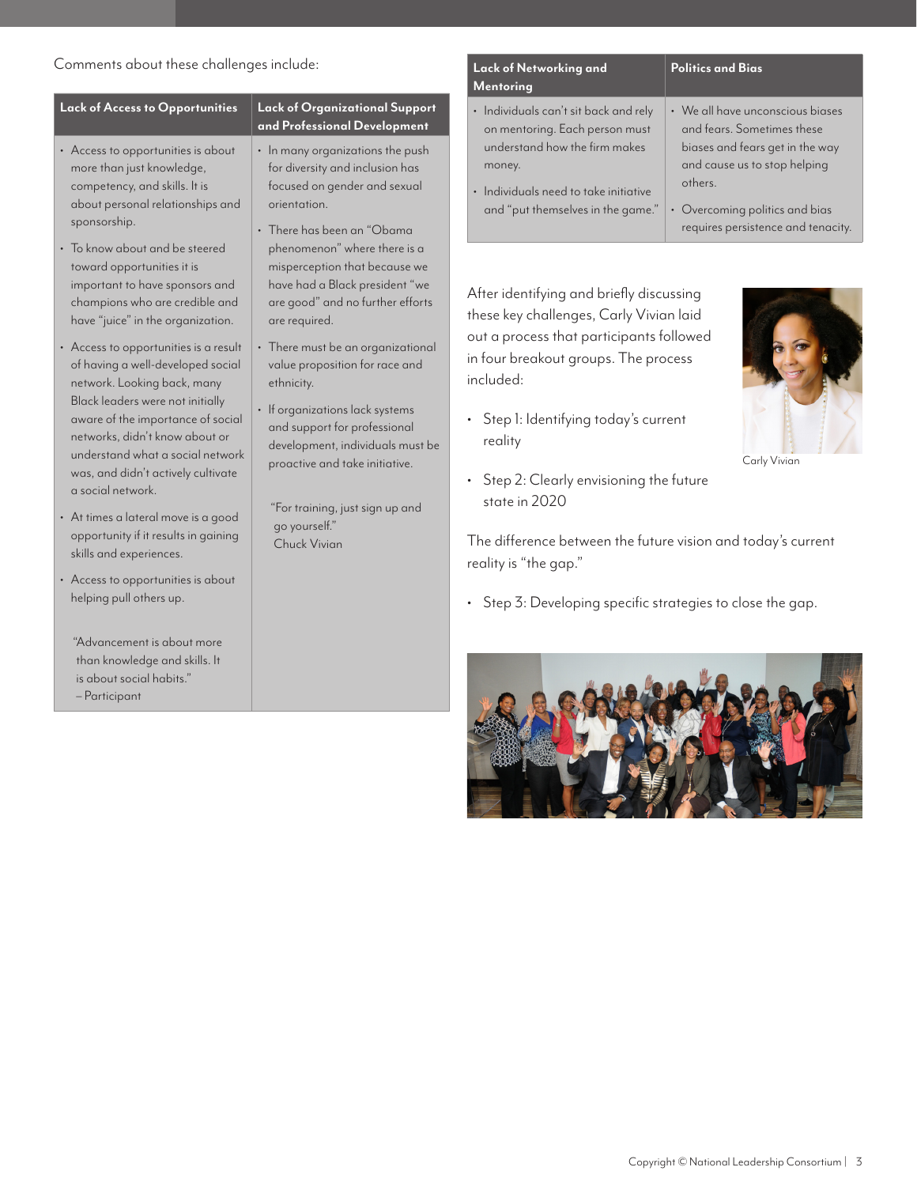Comments about these challenges include:

| Lack of Access to Opportunities | Lack of Organizational Support and Professional Development |
|---|---|
| • Access to opportunities is about more than just knowledge, competency, and skills. It is about personal relationships and sponsorship.<br><br>• To know about and be steered toward opportunities it is important to have sponsors and champions who are credible and have "juice" in the organization.<br><br>• Access to opportunities is a result of having a well-developed social network. Looking back, many Black leaders were not initially aware of the importance of social networks, didn't know about or understand what a social network was, and didn't actively cultivate a social network.<br><br>• At times a lateral move is a good opportunity if it results in gaining skills and experiences.<br><br>• Access to opportunities is about helping pull others up.<br><br>"Advancement is about more than knowledge and skills. It is about social habits."<br>– Participant | • In many organizations the push for diversity and inclusion has focused on gender and sexual orientation.<br><br>• There has been an "Obama phenomenon" where there is a misperception that because we have had a Black president "we are good" and no further efforts are required.<br><br>• There must be an organizational value proposition for race and ethnicity.<br><br>• If organizations lack systems and support for professional development, individuals must be proactive and take initiative.<br><br>"For training, just sign up and go yourself."<br>Chuck Vivian |

| Lack of Networking and Mentoring | Politics and Bias |
|---|---|
| • Individuals can't sit back and rely on mentoring. Each person must understand how the firm makes money.<br><br>• Individuals need to take initiative and "put themselves in the game." | • We all have unconscious biases and fears. Sometimes these biases and fears get in the way and cause us to stop helping others.<br><br>• Overcoming politics and bias requires persistence and tenacity. |

After identifying and briefly discussing these key challenges, Carly Vivian laid out a process that participants followed in four breakout groups. The process included:

- Step 1: Identifying today's current reality
- Step 2: Clearly envisioning the future state in 2020

Carly Vivian

The difference between the future vision and today's current reality is "the gap."

- Step 3: Developing specific strategies to close the gap.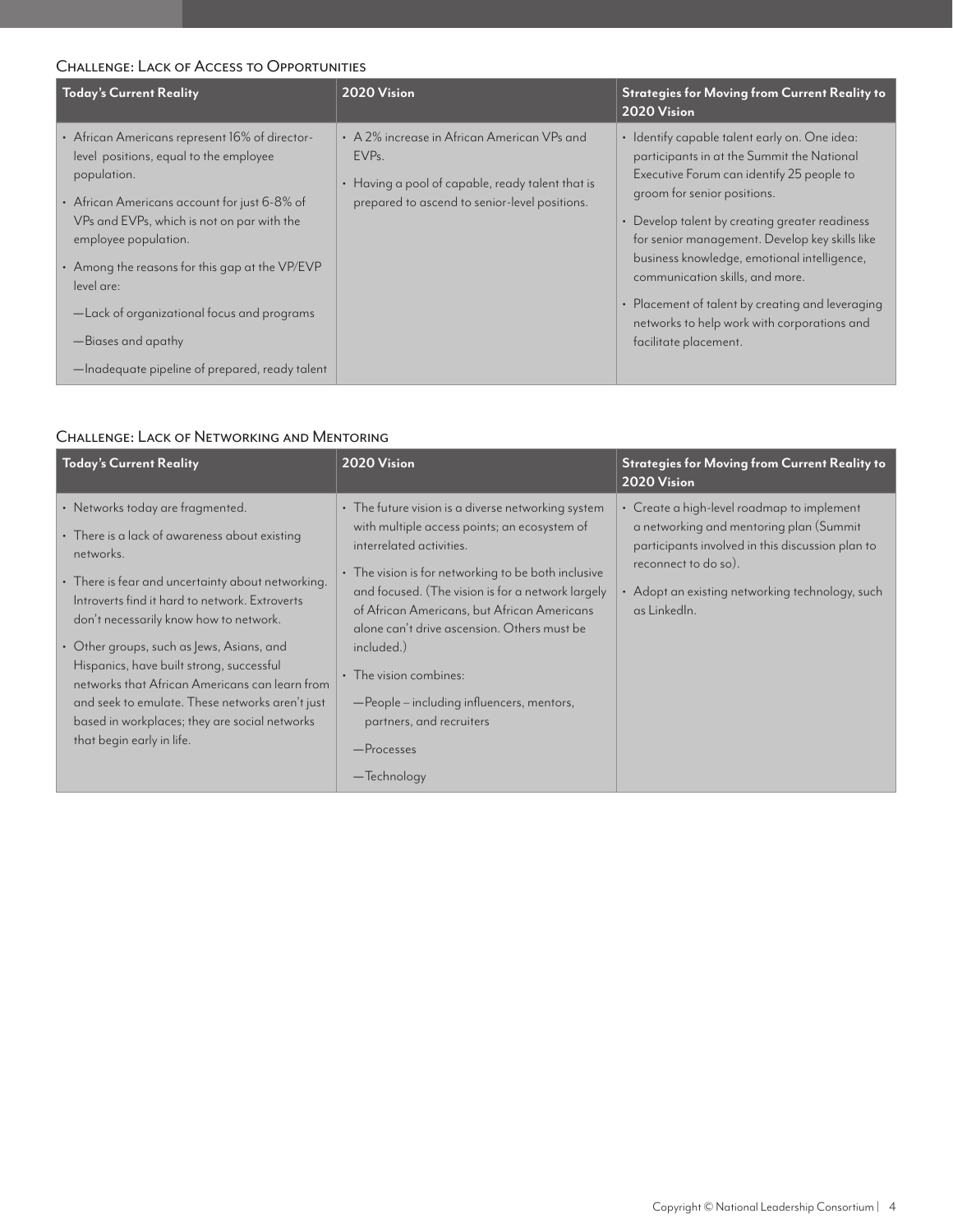### Challenge: Lack of Access to Opportunities

| Today's Current Reality | 2020 Vision | Strategies for Moving from Current Reality to 2020 Vision |
|---|---|---|
| • African Americans represent 16% of director-level positions, equal to the employee population.<br>• African Americans account for just 6-8% of VPs and EVPs, which is not on par with the employee population.<br>• Among the reasons for this gap at the VP/EVP level are:<br>—Lack of organizational focus and programs<br>—Biases and apathy<br>—Inadequate pipeline of prepared, ready talent | • A 2% increase in African American VPs and EVPs.<br>• Having a pool of capable, ready talent that is prepared to ascend to senior-level positions. | • Identify capable talent early on. One idea: participants in at the Summit the National Executive Forum can identify 25 people to groom for senior positions.<br>• Develop talent by creating greater readiness for senior management. Develop key skills like business knowledge, emotional intelligence, communication skills, and more.<br>• Placement of talent by creating and leveraging networks to help work with corporations and facilitate placement. |

### Challenge: Lack of Networking and Mentoring

| Today's Current Reality | 2020 Vision | Strategies for Moving from Current Reality to 2020 Vision |
|---|---|---|
| • Networks today are fragmented.<br>• There is a lack of awareness about existing networks.<br>• There is fear and uncertainty about networking. Introverts find it hard to network. Extroverts don't necessarily know how to network.<br>• Other groups, such as Jews, Asians, and Hispanics, have built strong, successful networks that African Americans can learn from and seek to emulate. These networks aren't just based in workplaces; they are social networks that begin early in life. | • The future vision is a diverse networking system with multiple access points; an ecosystem of interrelated activities.<br>• The vision is for networking to be both inclusive and focused. (The vision is for a network largely of African Americans, but African Americans alone can't drive ascension. Others must be included.)<br>• The vision combines:<br>—People – including influencers, mentors, partners, and recruiters<br>—Processes<br>—Technology | • Create a high-level roadmap to implement a networking and mentoring plan (Summit participants involved in this discussion plan to reconnect to do so).<br>• Adopt an existing networking technology, such as LinkedIn. |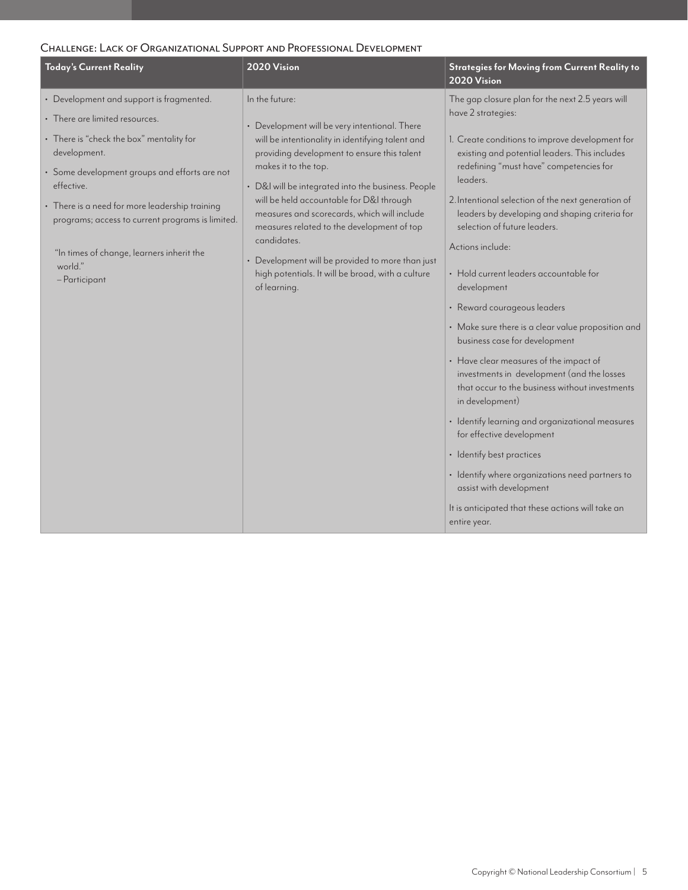## Challenge: Lack of Organizational Support and Professional Development

| Today's Current Reality | 2020 Vision | Strategies for Moving from Current Reality to 2020 Vision |
|---|---|---|
| • Development and support is fragmented.<br>• There are limited resources.<br>• There is "check the box" mentality for development.<br>• Some development groups and efforts are not effective.<br>• There is a need for more leadership training programs; access to current programs is limited.<br><br>"In times of change, learners inherit the world."<br>– Participant | In the future:<br>• Development will be very intentional. There will be intentionality in identifying talent and providing development to ensure this talent makes it to the top.<br>• D&I will be integrated into the business. People will be held accountable for D&I through measures and scorecards, which will include measures related to the development of top candidates.<br>• Development will be provided to more than just high potentials. It will be broad, with a culture of learning. | The gap closure plan for the next 2.5 years will have 2 strategies:<br>1. Create conditions to improve development for existing and potential leaders. This includes redefining "must have" competencies for leaders.<br>2. Intentional selection of the next generation of leaders by developing and shaping criteria for selection of future leaders.<br><br>Actions include:<br>• Hold current leaders accountable for development<br>• Reward courageous leaders<br>• Make sure there is a clear value proposition and business case for development<br>• Have clear measures of the impact of investments in development (and the losses that occur to the business without investments in development)<br>• Identify learning and organizational measures for effective development<br>• Identify best practices<br>• Identify where organizations need partners to assist with development<br><br>It is anticipated that these actions will take an entire year. |

Copyright © National Leadership Consortium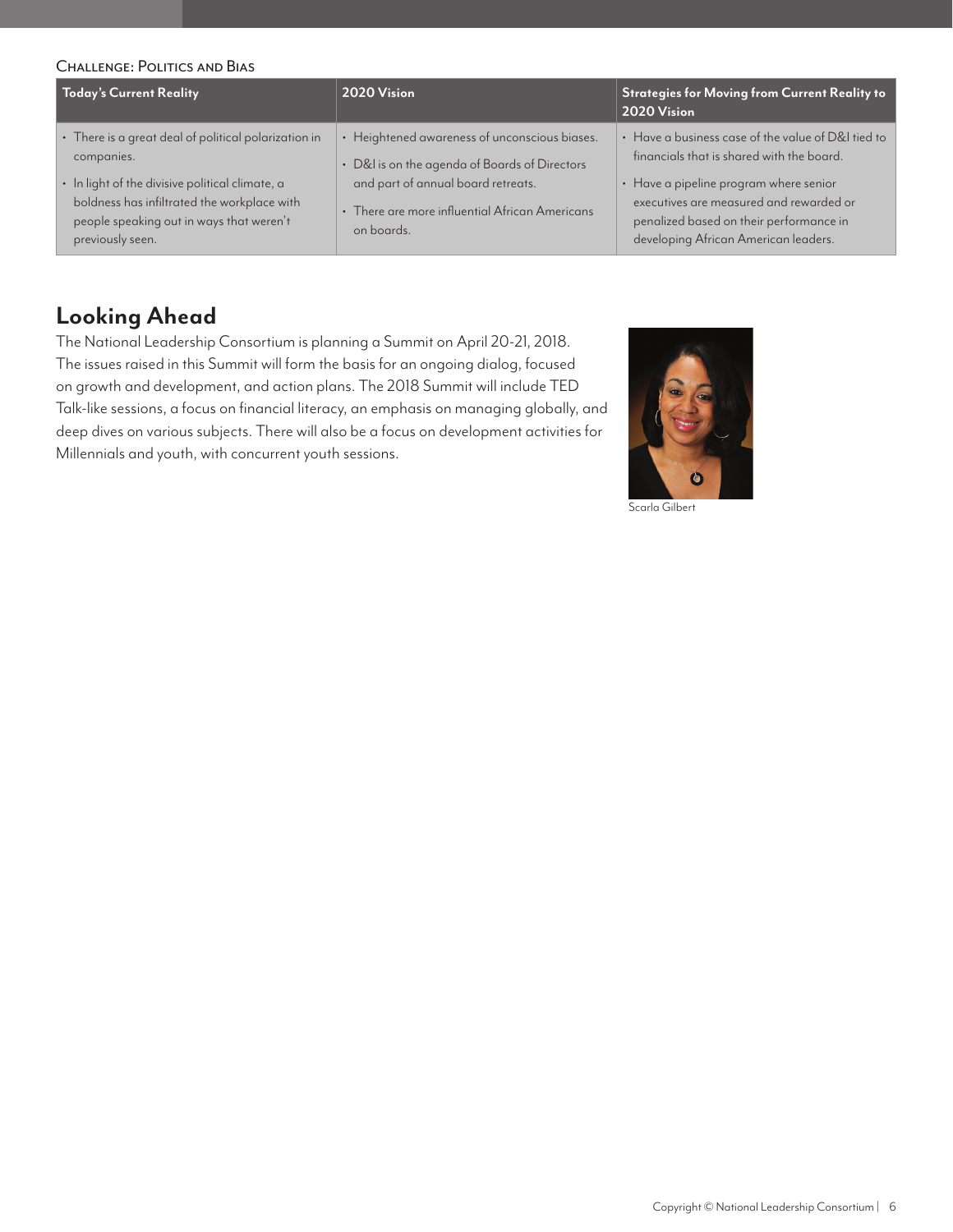Challenge: Politics and Bias

| Today's Current Reality | 2020 Vision | Strategies for Moving from Current Reality to 2020 Vision |
|---|---|---|
| • There is a great deal of political polarization in companies.<br>• In light of the divisive political climate, a boldness has infiltrated the workplace with people speaking out in ways that weren't previously seen. | • Heightened awareness of unconscious biases.<br>• D&I is on the agenda of Boards of Directors and part of annual board retreats.<br>• There are more influential African Americans on boards. | • Have a business case of the value of D&I tied to financials that is shared with the board.<br>• Have a pipeline program where senior executives are measured and rewarded or penalized based on their performance in developing African American leaders. |

## Looking Ahead

The National Leadership Consortium is planning a Summit on April 20-21, 2018. The issues raised in this Summit will form the basis for an ongoing dialog, focused on growth and development, and action plans. The 2018 Summit will include TED Talk-like sessions, a focus on financial literacy, an emphasis on managing globally, and deep dives on various subjects. There will also be a focus on development activities for Millennials and youth, with concurrent youth sessions.

Scarla Gilbert